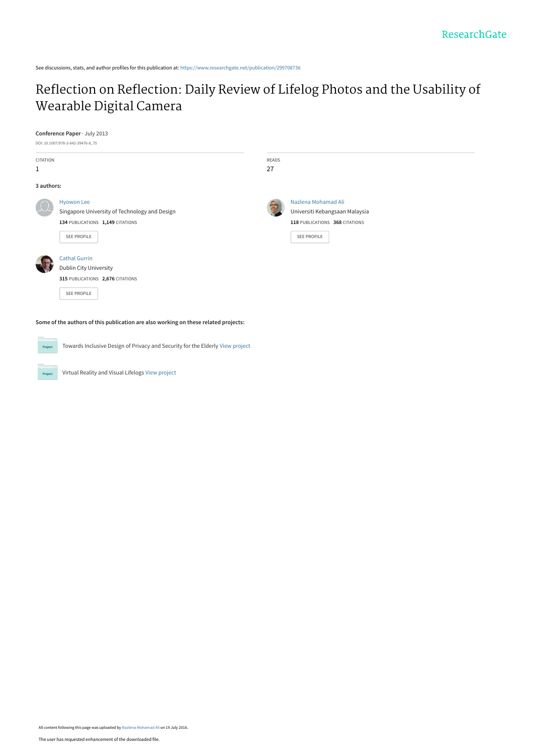See discussions, stats, and author profiles for this publication at: https://www.researchgate.net/publication/299708736

# Reflection on Reflection: Daily Review of Lifelog Photos and the Usability of Wearable Digital Camera

**Conference Paper** · July 2013

DOI: 10.1007/978-3-642-39476-8_75

| CITATION | READS |
|---|---|
| 1 | 27 |

**3 authors:**

**Hyowon Lee**
Singapore University of Technology and Design
134 PUBLICATIONS 1,149 CITATIONS
SEE PROFILE

**Nazlena Mohamad Ali**
Universiti Kebangsaan Malaysia
118 PUBLICATIONS 368 CITATIONS
SEE PROFILE

**Cathal Gurrin**
Dublin City University
315 PUBLICATIONS 2,676 CITATIONS
SEE PROFILE

**Some of the authors of this publication are also working on these related projects:**

Towards Inclusive Design of Privacy and Security for the Elderly View project

Virtual Reality and Visual Lifelogs View project

All content following this page was uploaded by Nazlena Mohamad Ali on 19 July 2016.

The user has requested enhancement of the downloaded file.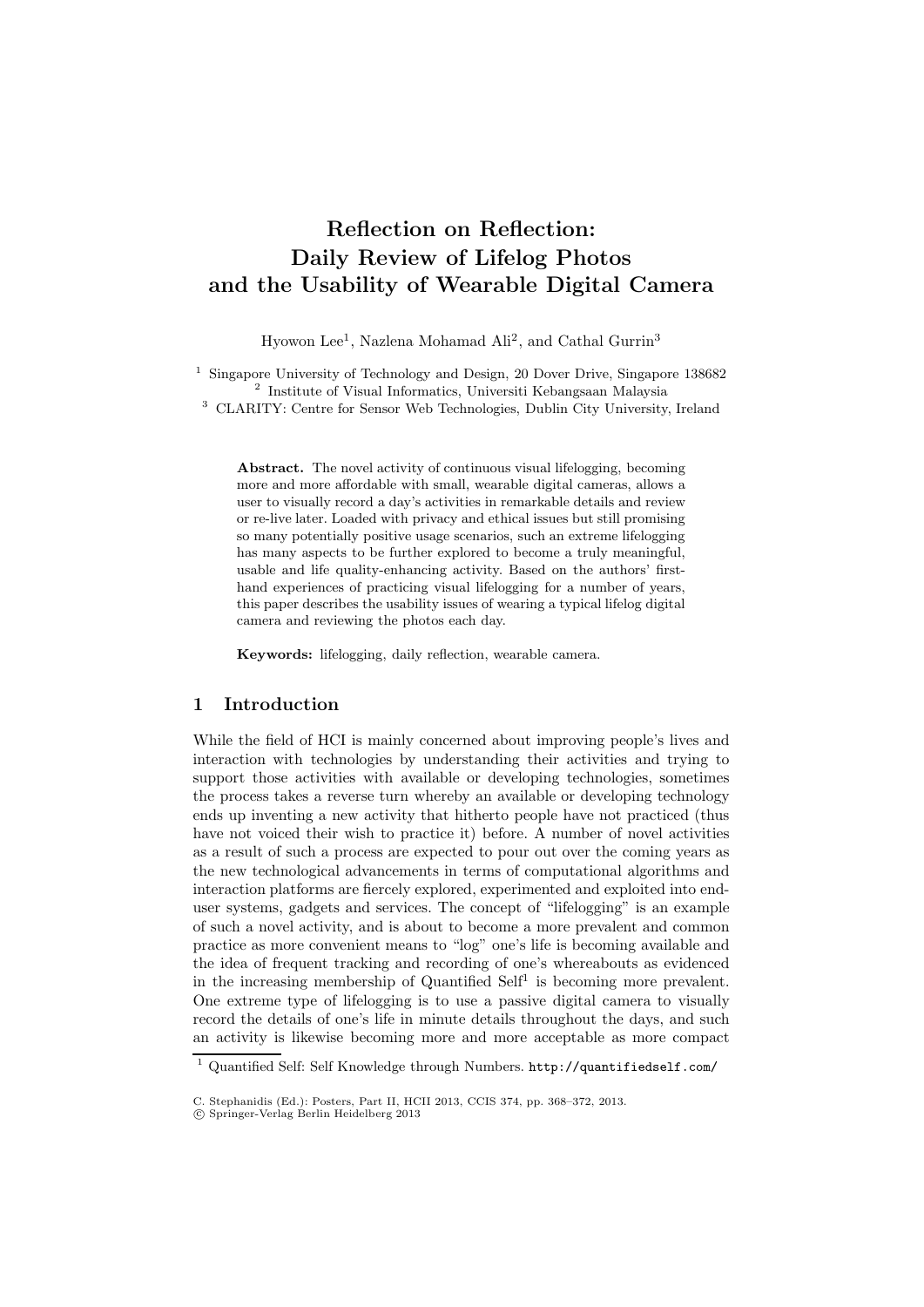# Reflection on Reflection: Daily Review of Lifelog Photos and the Usability of Wearable Digital Camera

Hyowon Lee[1], Nazlena Mohamad Ali[2], and Cathal Gurrin[3]

[1] Singapore University of Technology and Design, 20 Dover Drive, Singapore 138682
[2] Institute of Visual Informatics, Universiti Kebangsaan Malaysia
[3] CLARITY: Centre for Sensor Web Technologies, Dublin City University, Ireland

**Abstract.** The novel activity of continuous visual lifelogging, becoming more and more affordable with small, wearable digital cameras, allows a user to visually record a day's activities in remarkable details and review or re-live later. Loaded with privacy and ethical issues but still promising so many potentially positive usage scenarios, such an extreme lifelogging has many aspects to be further explored to become a truly meaningful, usable and life quality-enhancing activity. Based on the authors' first-hand experiences of practicing visual lifelogging for a number of years, this paper describes the usability issues of wearing a typical lifelog digital camera and reviewing the photos each day.

**Keywords:** lifelogging, daily reflection, wearable camera.

## 1 Introduction

While the field of HCI is mainly concerned about improving people's lives and interaction with technologies by understanding their activities and trying to support those activities with available or developing technologies, sometimes the process takes a reverse turn whereby an available or developing technology ends up inventing a new activity that hitherto people have not practiced (thus have not voiced their wish to practice it) before. A number of novel activities as a result of such a process are expected to pour out over the coming years as the new technological advancements in terms of computational algorithms and interaction platforms are fiercely explored, experimented and exploited into end-user systems, gadgets and services. The concept of "lifelogging" is an example of such a novel activity, and is about to become a more prevalent and common practice as more convenient means to "log" one's life is becoming available and the idea of frequent tracking and recording of one's whereabouts as evidenced in the increasing membership of Quantified Self[1] is becoming more prevalent. One extreme type of lifelogging is to use a passive digital camera to visually record the details of one's life in minute details throughout the days, and such an activity is likewise becoming more and more acceptable as more compact

[1] Quantified Self: Self Knowledge through Numbers. http://quantifiedself.com/

C. Stephanidis (Ed.): Posters, Part II, HCII 2013, CCIS 374, pp. 368–372, 2013.
© Springer-Verlag Berlin Heidelberg 2013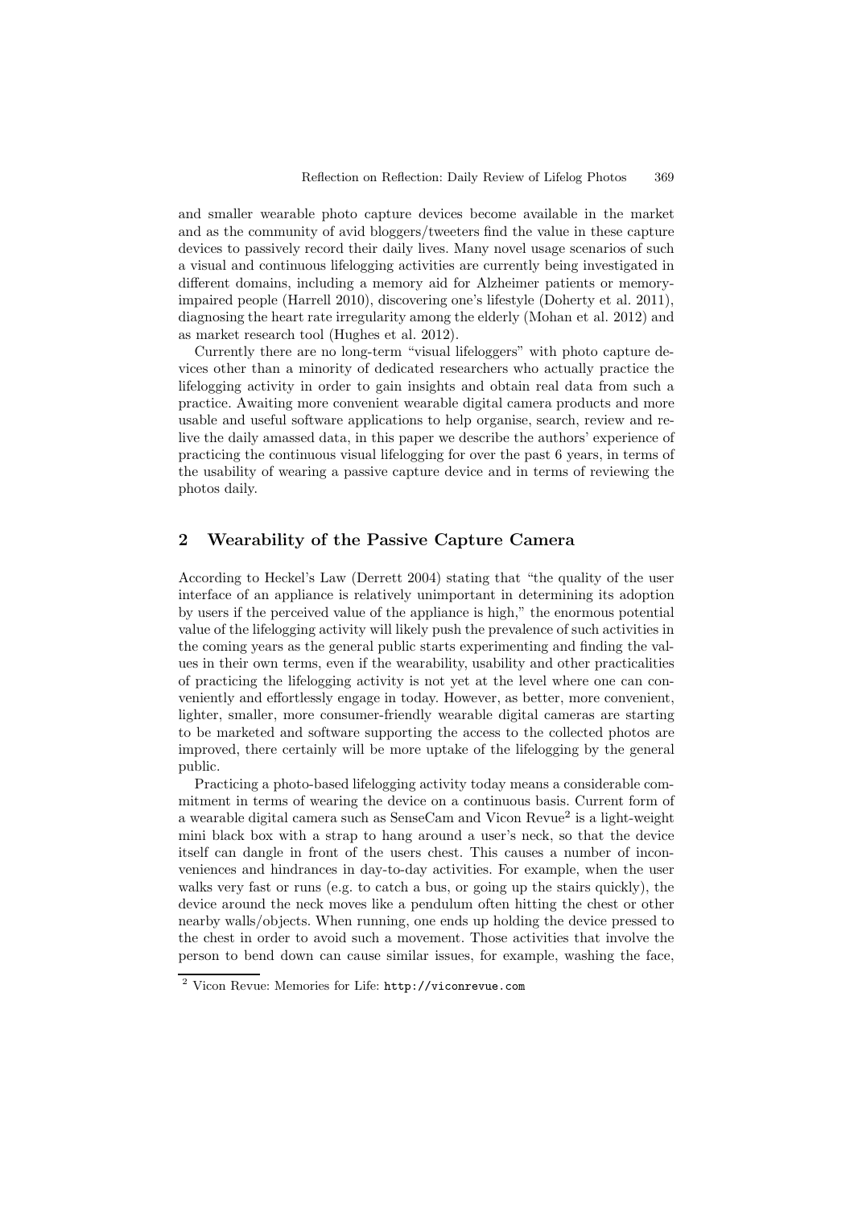and smaller wearable photo capture devices become available in the market and as the community of avid bloggers/tweeters find the value in these capture devices to passively record their daily lives. Many novel usage scenarios of such a visual and continuous lifelogging activities are currently being investigated in different domains, including a memory aid for Alzheimer patients or memory-impaired people (Harrell 2010), discovering one's lifestyle (Doherty et al. 2011), diagnosing the heart rate irregularity among the elderly (Mohan et al. 2012) and as market research tool (Hughes et al. 2012).

Currently there are no long-term "visual lifeloggers" with photo capture devices other than a minority of dedicated researchers who actually practice the lifelogging activity in order to gain insights and obtain real data from such a practice. Awaiting more convenient wearable digital camera products and more usable and useful software applications to help organise, search, review and relive the daily amassed data, in this paper we describe the authors' experience of practicing the continuous visual lifelogging for over the past 6 years, in terms of the usability of wearing a passive capture device and in terms of reviewing the photos daily.

## 2 Wearability of the Passive Capture Camera

According to Heckel's Law (Derrett 2004) stating that "the quality of the user interface of an appliance is relatively unimportant in determining its adoption by users if the perceived value of the appliance is high," the enormous potential value of the lifelogging activity will likely push the prevalence of such activities in the coming years as the general public starts experimenting and finding the values in their own terms, even if the wearability, usability and other practicalities of practicing the lifelogging activity is not yet at the level where one can conveniently and effortlessly engage in today. However, as better, more convenient, lighter, smaller, more consumer-friendly wearable digital cameras are starting to be marketed and software supporting the access to the collected photos are improved, there certainly will be more uptake of the lifelogging by the general public.

Practicing a photo-based lifelogging activity today means a considerable commitment in terms of wearing the device on a continuous basis. Current form of a wearable digital camera such as SenseCam and Vicon Revue[2] is a light-weight mini black box with a strap to hang around a user's neck, so that the device itself can dangle in front of the users chest. This causes a number of inconveniences and hindrances in day-to-day activities. For example, when the user walks very fast or runs (e.g. to catch a bus, or going up the stairs quickly), the device around the neck moves like a pendulum often hitting the chest or other nearby walls/objects. When running, one ends up holding the device pressed to the chest in order to avoid such a movement. Those activities that involve the person to bend down can cause similar issues, for example, washing the face,

[2] Vicon Revue: Memories for Life: http://viconrevue.com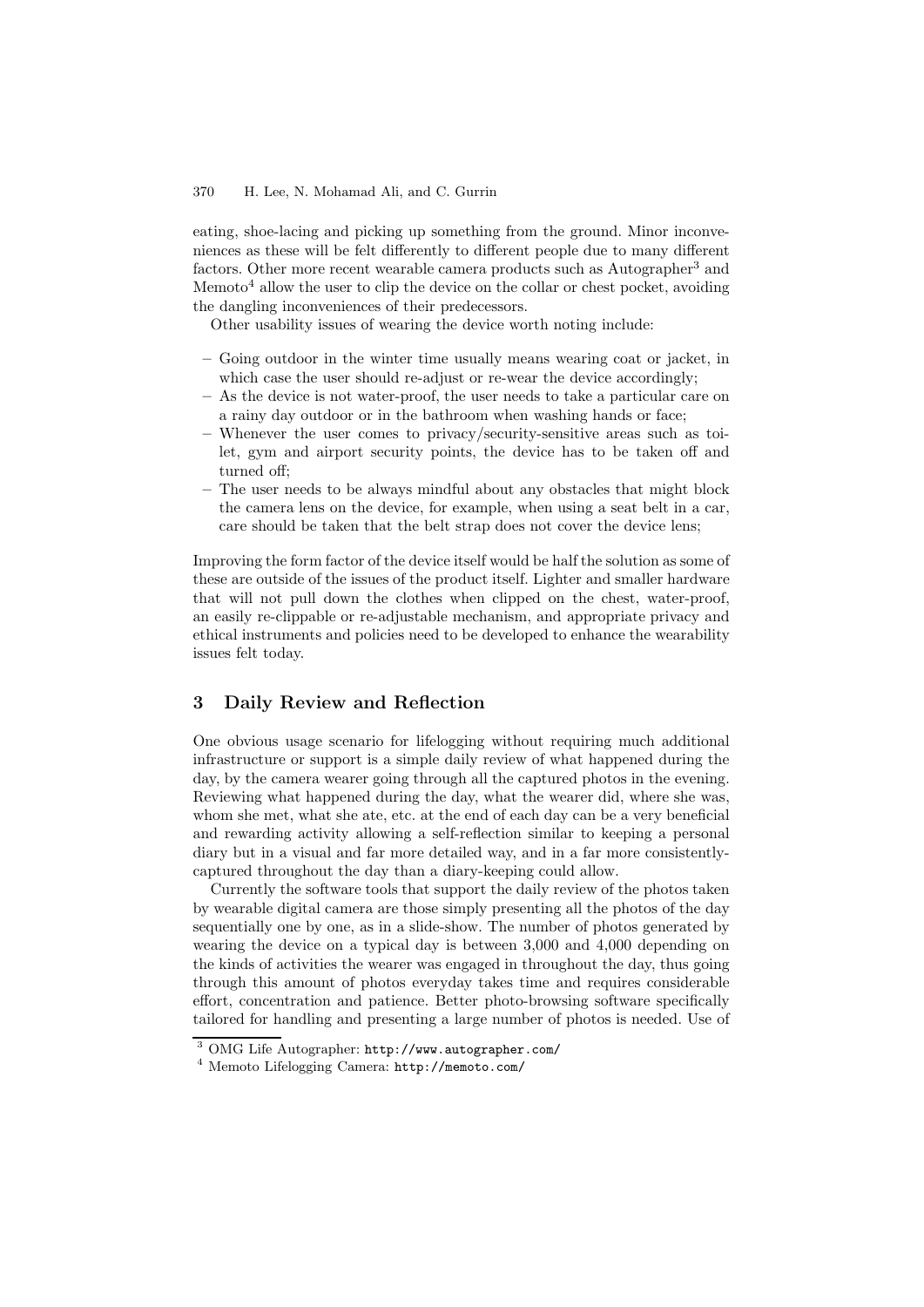eating, shoe-lacing and picking up something from the ground. Minor inconveniences as these will be felt differently to different people due to many different factors. Other more recent wearable camera products such as Autographer[3] and Memoto[4] allow the user to clip the device on the collar or chest pocket, avoiding the dangling inconveniences of their predecessors.

Other usability issues of wearing the device worth noting include:

- Going outdoor in the winter time usually means wearing coat or jacket, in which case the user should re-adjust or re-wear the device accordingly;
- As the device is not water-proof, the user needs to take a particular care on a rainy day outdoor or in the bathroom when washing hands or face;
- Whenever the user comes to privacy/security-sensitive areas such as toilet, gym and airport security points, the device has to be taken off and turned off;
- The user needs to be always mindful about any obstacles that might block the camera lens on the device, for example, when using a seat belt in a car, care should be taken that the belt strap does not cover the device lens;

Improving the form factor of the device itself would be half the solution as some of these are outside of the issues of the product itself. Lighter and smaller hardware that will not pull down the clothes when clipped on the chest, water-proof, an easily re-clippable or re-adjustable mechanism, and appropriate privacy and ethical instruments and policies need to be developed to enhance the wearability issues felt today.

## 3 Daily Review and Reflection

One obvious usage scenario for lifelogging without requiring much additional infrastructure or support is a simple daily review of what happened during the day, by the camera wearer going through all the captured photos in the evening. Reviewing what happened during the day, what the wearer did, where she was, whom she met, what she ate, etc. at the end of each day can be a very beneficial and rewarding activity allowing a self-reflection similar to keeping a personal diary but in a visual and far more detailed way, and in a far more consistently-captured throughout the day than a diary-keeping could allow.

Currently the software tools that support the daily review of the photos taken by wearable digital camera are those simply presenting all the photos of the day sequentially one by one, as in a slide-show. The number of photos generated by wearing the device on a typical day is between 3,000 and 4,000 depending on the kinds of activities the wearer was engaged in throughout the day, thus going through this amount of photos everyday takes time and requires considerable effort, concentration and patience. Better photo-browsing software specifically tailored for handling and presenting a large number of photos is needed. Use of

[3] OMG Life Autographer: http://www.autographer.com/

[4] Memoto Lifelogging Camera: http://memoto.com/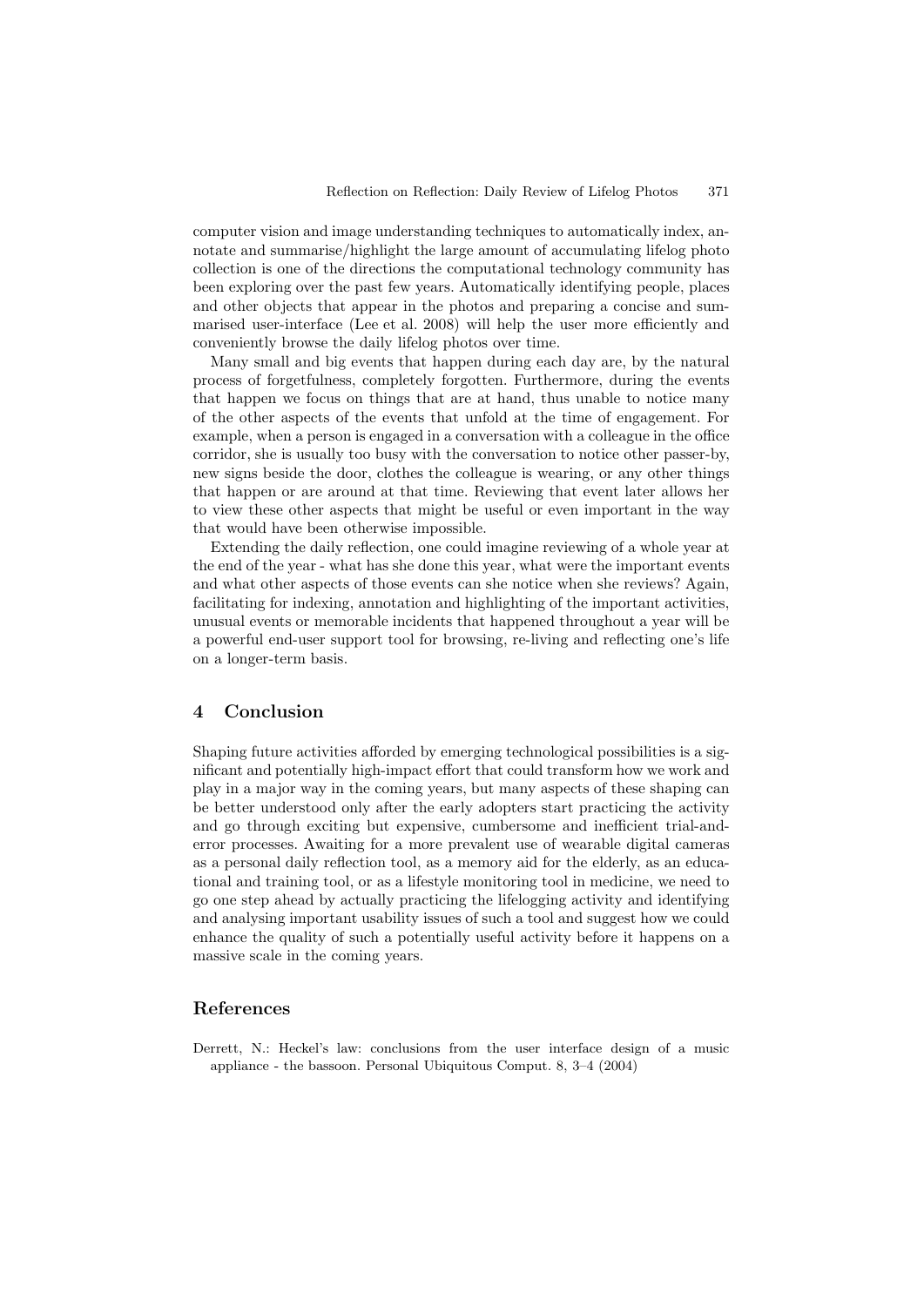computer vision and image understanding techniques to automatically index, annotate and summarise/highlight the large amount of accumulating lifelog photo collection is one of the directions the computational technology community has been exploring over the past few years. Automatically identifying people, places and other objects that appear in the photos and preparing a concise and summarised user-interface (Lee et al. 2008) will help the user more efficiently and conveniently browse the daily lifelog photos over time.

Many small and big events that happen during each day are, by the natural process of forgetfulness, completely forgotten. Furthermore, during the events that happen we focus on things that are at hand, thus unable to notice many of the other aspects of the events that unfold at the time of engagement. For example, when a person is engaged in a conversation with a colleague in the office corridor, she is usually too busy with the conversation to notice other passer-by, new signs beside the door, clothes the colleague is wearing, or any other things that happen or are around at that time. Reviewing that event later allows her to view these other aspects that might be useful or even important in the way that would have been otherwise impossible.

Extending the daily reflection, one could imagine reviewing of a whole year at the end of the year - what has she done this year, what were the important events and what other aspects of those events can she notice when she reviews? Again, facilitating for indexing, annotation and highlighting of the important activities, unusual events or memorable incidents that happened throughout a year will be a powerful end-user support tool for browsing, re-living and reflecting one's life on a longer-term basis.

## 4 Conclusion

Shaping future activities afforded by emerging technological possibilities is a significant and potentially high-impact effort that could transform how we work and play in a major way in the coming years, but many aspects of these shaping can be better understood only after the early adopters start practicing the activity and go through exciting but expensive, cumbersome and inefficient trial-and-error processes. Awaiting for a more prevalent use of wearable digital cameras as a personal daily reflection tool, as a memory aid for the elderly, as an educational and training tool, or as a lifestyle monitoring tool in medicine, we need to go one step ahead by actually practicing the lifelogging activity and identifying and analysing important usability issues of such a tool and suggest how we could enhance the quality of such a potentially useful activity before it happens on a massive scale in the coming years.

## References

Derrett, N.: Heckel's law: conclusions from the user interface design of a music appliance - the bassoon. Personal Ubiquitous Comput. 8, 3–4 (2004)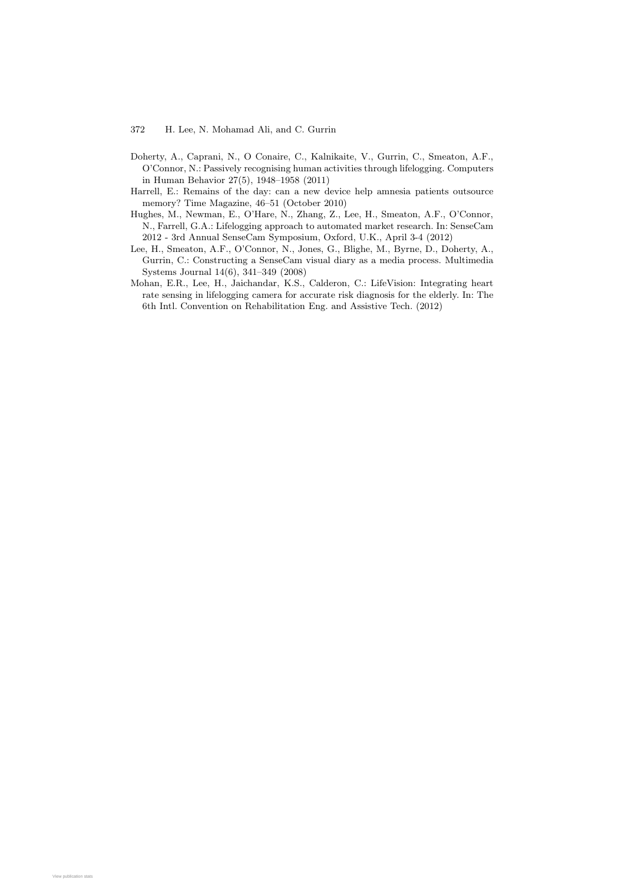Doherty, A., Caprani, N., O Conaire, C., Kalnikaite, V., Gurrin, C., Smeaton, A.F., O'Connor, N.: Passively recognising human activities through lifelogging. Computers in Human Behavior 27(5), 1948–1958 (2011)

Harrell, E.: Remains of the day: can a new device help amnesia patients outsource memory? Time Magazine, 46–51 (October 2010)

Hughes, M., Newman, E., O'Hare, N., Zhang, Z., Lee, H., Smeaton, A.F., O'Connor, N., Farrell, G.A.: Lifelogging approach to automated market research. In: SenseCam 2012 - 3rd Annual SenseCam Symposium, Oxford, U.K., April 3-4 (2012)

Lee, H., Smeaton, A.F., O'Connor, N., Jones, G., Blighe, M., Byrne, D., Doherty, A., Gurrin, C.: Constructing a SenseCam visual diary as a media process. Multimedia Systems Journal 14(6), 341–349 (2008)

Mohan, E.R., Lee, H., Jaichandar, K.S., Calderon, C.: LifeVision: Integrating heart rate sensing in lifelogging camera for accurate risk diagnosis for the elderly. In: The 6th Intl. Convention on Rehabilitation Eng. and Assistive Tech. (2012)